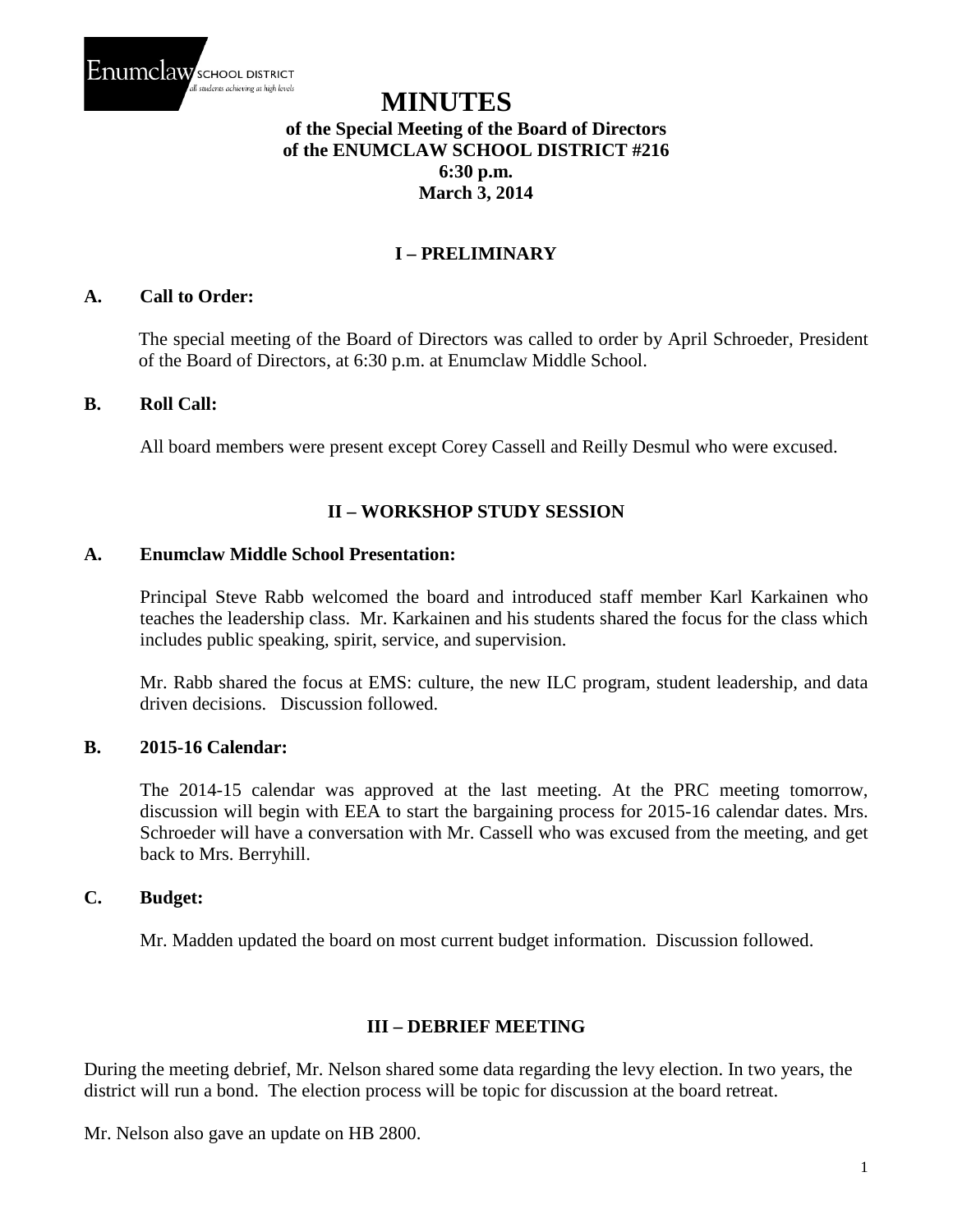Enumclaw SCHOOL DISTRICT
*all students achieving at high levels*

# MINUTES

**of the Special Meeting of the Board of Directors**
**of the ENUMCLAW SCHOOL DISTRICT #216**
**6:30 p.m.**
**March 3, 2014**

## I – PRELIMINARY

### A. Call to Order:

The special meeting of the Board of Directors was called to order by April Schroeder, President of the Board of Directors, at 6:30 p.m. at Enumclaw Middle School.

### B. Roll Call:

All board members were present except Corey Cassell and Reilly Desmul who were excused.

## II – WORKSHOP STUDY SESSION

### A. Enumclaw Middle School Presentation:

Principal Steve Rabb welcomed the board and introduced staff member Karl Karkainen who teaches the leadership class. Mr. Karkainen and his students shared the focus for the class which includes public speaking, spirit, service, and supervision.

Mr. Rabb shared the focus at EMS: culture, the new ILC program, student leadership, and data driven decisions. Discussion followed.

### B. 2015-16 Calendar:

The 2014-15 calendar was approved at the last meeting. At the PRC meeting tomorrow, discussion will begin with EEA to start the bargaining process for 2015-16 calendar dates. Mrs. Schroeder will have a conversation with Mr. Cassell who was excused from the meeting, and get back to Mrs. Berryhill.

### C. Budget:

Mr. Madden updated the board on most current budget information. Discussion followed.

## III – DEBRIEF MEETING

During the meeting debrief, Mr. Nelson shared some data regarding the levy election. In two years, the district will run a bond. The election process will be topic for discussion at the board retreat.

Mr. Nelson also gave an update on HB 2800.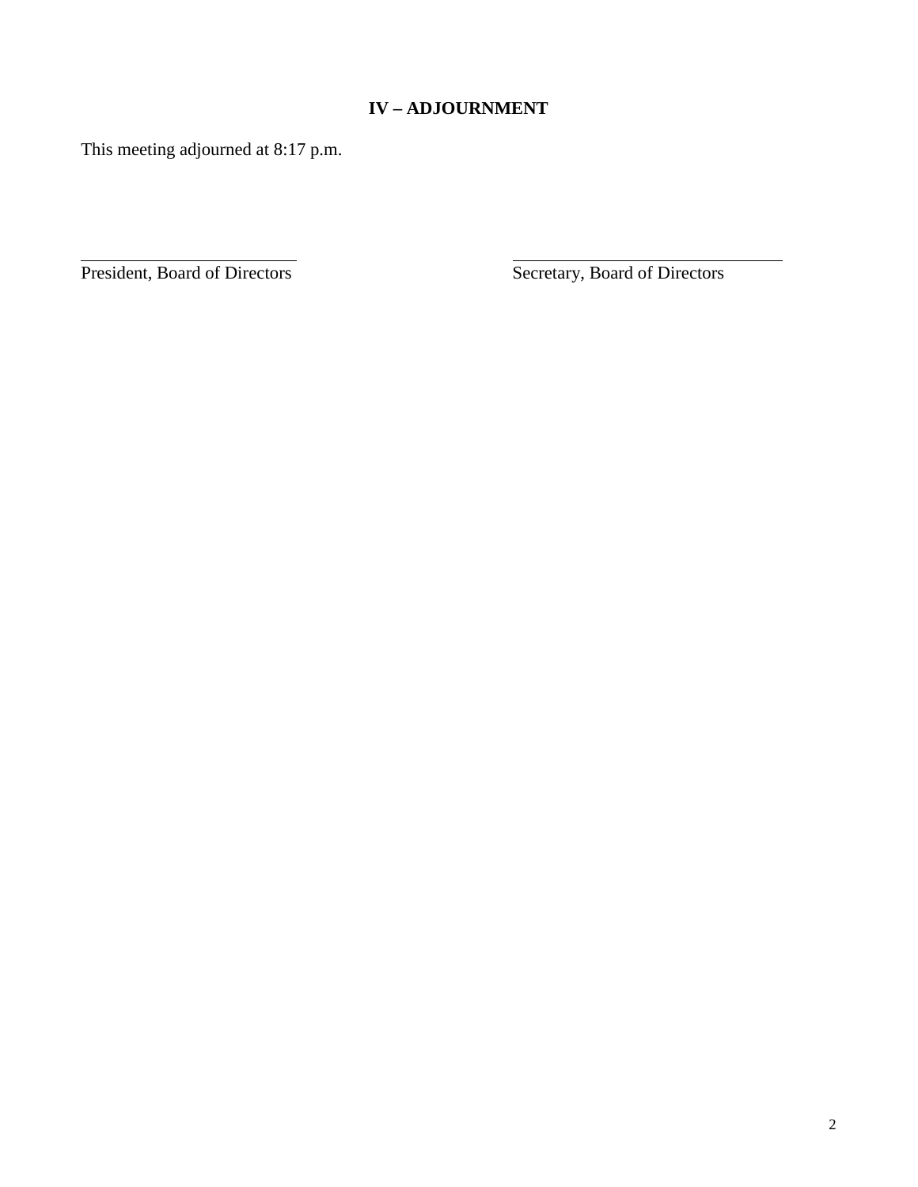## IV – ADJOURNMENT

This meeting adjourned at 8:17 p.m.

| | |
|---|---|
| \_\_\_\_\_\_\_\_\_\_\_\_\_\_\_\_\_\_\_\_\_\_\_\_\_\_ | \_\_\_\_\_\_\_\_\_\_\_\_\_\_\_\_\_\_\_\_\_\_\_\_\_\_\_\_\_\_ |
| President, Board of Directors | Secretary, Board of Directors |